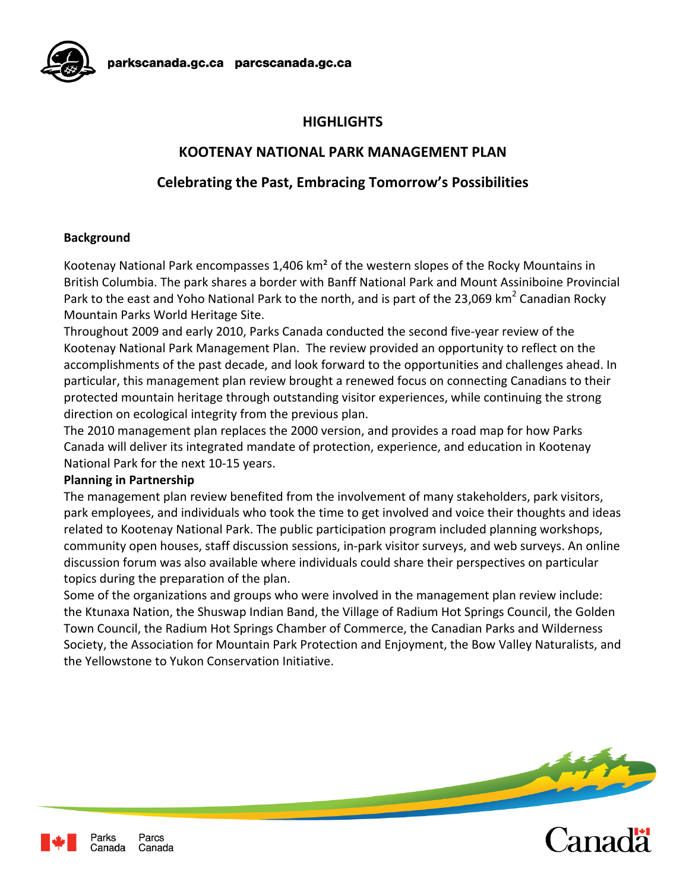# HIGHLIGHTS

## KOOTENAY NATIONAL PARK MANAGEMENT PLAN

## Celebrating the Past, Embracing Tomorrow's Possibilities

**Background**

Kootenay National Park encompasses 1,406 $km^2$ of the western slopes of the Rocky Mountains in British Columbia. The park shares a border with Banff National Park and Mount Assiniboine Provincial Park to the east and Yoho National Park to the north, and is part of the 23,069 $km^2$ Canadian Rocky Mountain Parks World Heritage Site.

Throughout 2009 and early 2010, Parks Canada conducted the second five-year review of the Kootenay National Park Management Plan. The review provided an opportunity to reflect on the accomplishments of the past decade, and look forward to the opportunities and challenges ahead. In particular, this management plan review brought a renewed focus on connecting Canadians to their protected mountain heritage through outstanding visitor experiences, while continuing the strong direction on ecological integrity from the previous plan.

The 2010 management plan replaces the 2000 version, and provides a road map for how Parks Canada will deliver its integrated mandate of protection, experience, and education in Kootenay National Park for the next 10-15 years.

**Planning in Partnership**

The management plan review benefited from the involvement of many stakeholders, park visitors, park employees, and individuals who took the time to get involved and voice their thoughts and ideas related to Kootenay National Park. The public participation program included planning workshops, community open houses, staff discussion sessions, in-park visitor surveys, and web surveys. An online discussion forum was also available where individuals could share their perspectives on particular topics during the preparation of the plan.

Some of the organizations and groups who were involved in the management plan review include: the Ktunaxa Nation, the Shuswap Indian Band, the Village of Radium Hot Springs Council, the Golden Town Council, the Radium Hot Springs Chamber of Commerce, the Canadian Parks and Wilderness Society, the Association for Mountain Park Protection and Enjoyment, the Bow Valley Naturalists, and the Yellowstone to Yukon Conservation Initiative.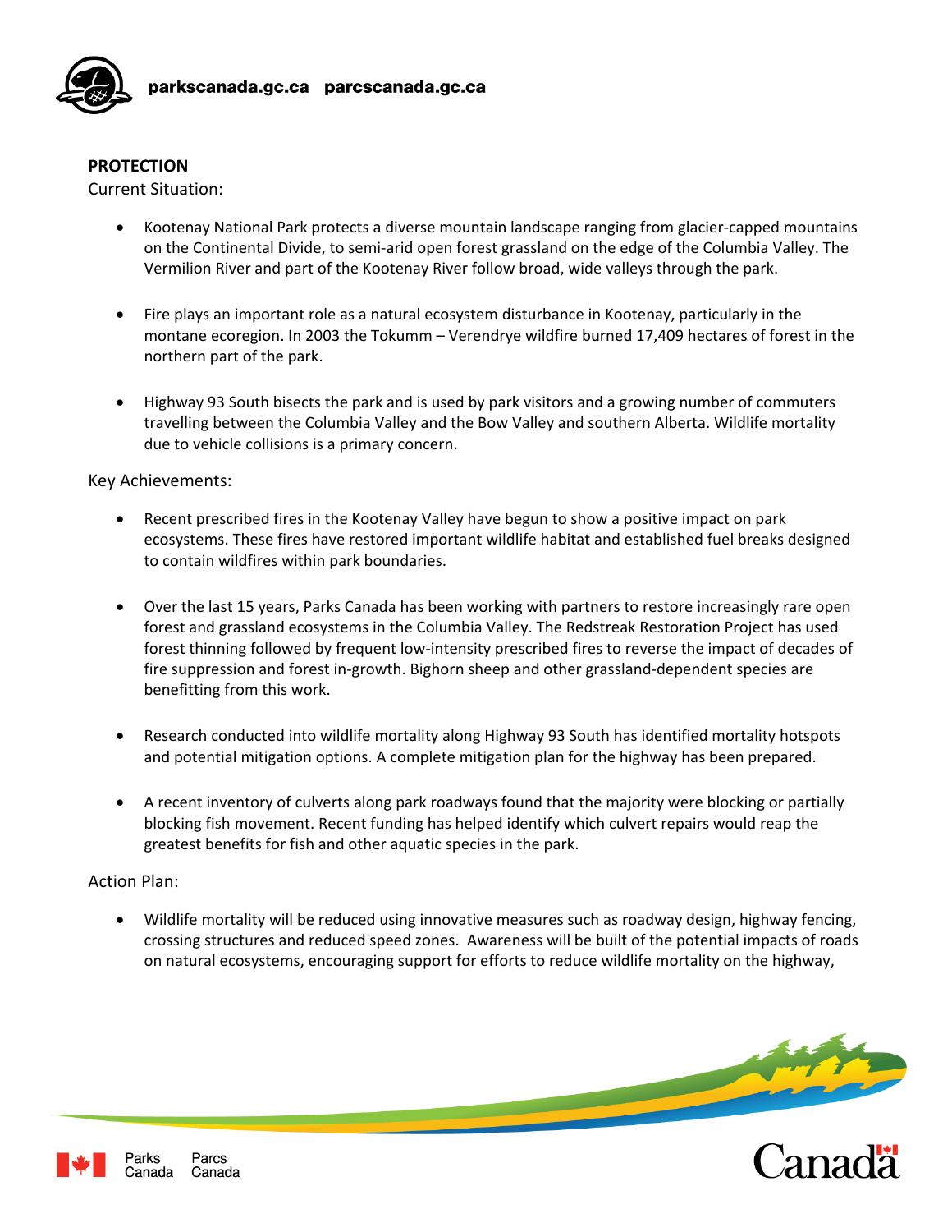## PROTECTION

Current Situation:

- Kootenay National Park protects a diverse mountain landscape ranging from glacier-capped mountains on the Continental Divide, to semi-arid open forest grassland on the edge of the Columbia Valley. The Vermilion River and part of the Kootenay River follow broad, wide valleys through the park.

- Fire plays an important role as a natural ecosystem disturbance in Kootenay, particularly in the montane ecoregion. In 2003 the Tokumm – Verendrye wildfire burned 17,409 hectares of forest in the northern part of the park.

- Highway 93 South bisects the park and is used by park visitors and a growing number of commuters travelling between the Columbia Valley and the Bow Valley and southern Alberta. Wildlife mortality due to vehicle collisions is a primary concern.

Key Achievements:

- Recent prescribed fires in the Kootenay Valley have begun to show a positive impact on park ecosystems. These fires have restored important wildlife habitat and established fuel breaks designed to contain wildfires within park boundaries.

- Over the last 15 years, Parks Canada has been working with partners to restore increasingly rare open forest and grassland ecosystems in the Columbia Valley. The Redstreak Restoration Project has used forest thinning followed by frequent low-intensity prescribed fires to reverse the impact of decades of fire suppression and forest in-growth. Bighorn sheep and other grassland-dependent species are benefitting from this work.

- Research conducted into wildlife mortality along Highway 93 South has identified mortality hotspots and potential mitigation options. A complete mitigation plan for the highway has been prepared.

- A recent inventory of culverts along park roadways found that the majority were blocking or partially blocking fish movement. Recent funding has helped identify which culvert repairs would reap the greatest benefits for fish and other aquatic species in the park.

Action Plan:

- Wildlife mortality will be reduced using innovative measures such as roadway design, highway fencing, crossing structures and reduced speed zones. Awareness will be built of the potential impacts of roads on natural ecosystems, encouraging support for efforts to reduce wildlife mortality on the highway,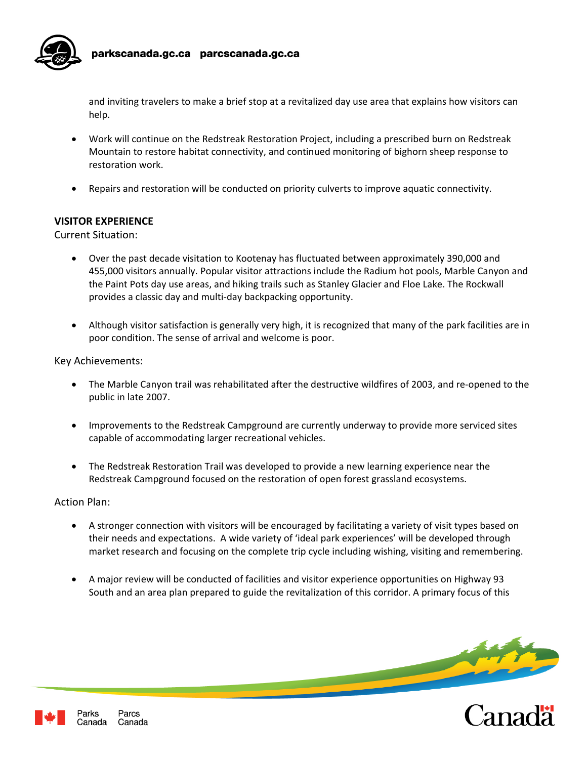and inviting travelers to make a brief stop at a revitalized day use area that explains how visitors can help.

- Work will continue on the Redstreak Restoration Project, including a prescribed burn on Redstreak Mountain to restore habitat connectivity, and continued monitoring of bighorn sheep response to restoration work.

- Repairs and restoration will be conducted on priority culverts to improve aquatic connectivity.

**VISITOR EXPERIENCE**

Current Situation:

- Over the past decade visitation to Kootenay has fluctuated between approximately 390,000 and 455,000 visitors annually. Popular visitor attractions include the Radium hot pools, Marble Canyon and the Paint Pots day use areas, and hiking trails such as Stanley Glacier and Floe Lake. The Rockwall provides a classic day and multi-day backpacking opportunity.

- Although visitor satisfaction is generally very high, it is recognized that many of the park facilities are in poor condition. The sense of arrival and welcome is poor.

Key Achievements:

- The Marble Canyon trail was rehabilitated after the destructive wildfires of 2003, and re-opened to the public in late 2007.

- Improvements to the Redstreak Campground are currently underway to provide more serviced sites capable of accommodating larger recreational vehicles.

- The Redstreak Restoration Trail was developed to provide a new learning experience near the Redstreak Campground focused on the restoration of open forest grassland ecosystems.

Action Plan:

- A stronger connection with visitors will be encouraged by facilitating a variety of visit types based on their needs and expectations. A wide variety of 'ideal park experiences' will be developed through market research and focusing on the complete trip cycle including wishing, visiting and remembering.

- A major review will be conducted of facilities and visitor experience opportunities on Highway 93 South and an area plan prepared to guide the revitalization of this corridor. A primary focus of this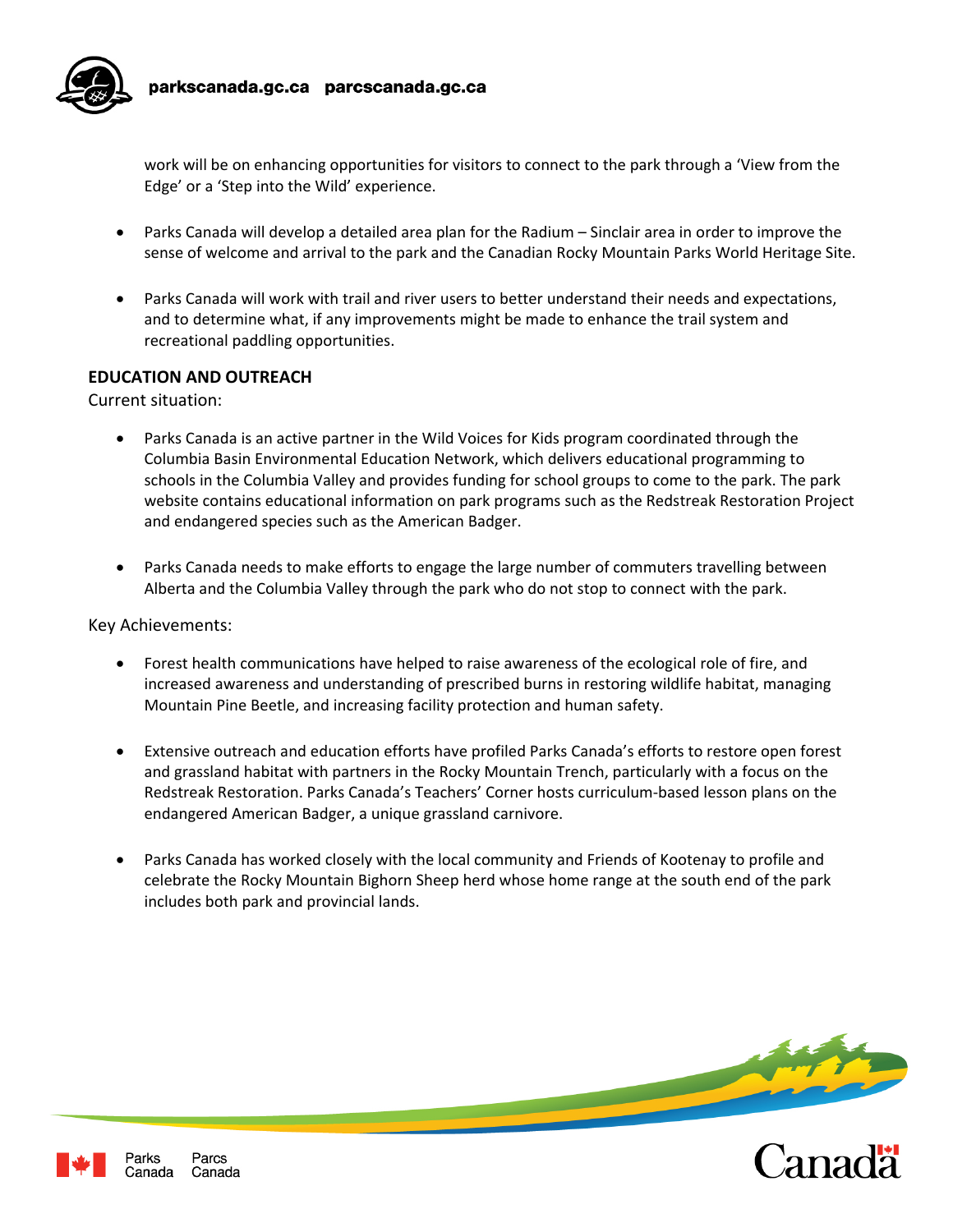work will be on enhancing opportunities for visitors to connect to the park through a 'View from the Edge' or a 'Step into the Wild' experience.

- Parks Canada will develop a detailed area plan for the Radium – Sinclair area in order to improve the sense of welcome and arrival to the park and the Canadian Rocky Mountain Parks World Heritage Site.

- Parks Canada will work with trail and river users to better understand their needs and expectations, and to determine what, if any improvements might be made to enhance the trail system and recreational paddling opportunities.

**EDUCATION AND OUTREACH**

Current situation:

- Parks Canada is an active partner in the Wild Voices for Kids program coordinated through the Columbia Basin Environmental Education Network, which delivers educational programming to schools in the Columbia Valley and provides funding for school groups to come to the park. The park website contains educational information on park programs such as the Redstreak Restoration Project and endangered species such as the American Badger.

- Parks Canada needs to make efforts to engage the large number of commuters travelling between Alberta and the Columbia Valley through the park who do not stop to connect with the park.

Key Achievements:

- Forest health communications have helped to raise awareness of the ecological role of fire, and increased awareness and understanding of prescribed burns in restoring wildlife habitat, managing Mountain Pine Beetle, and increasing facility protection and human safety.

- Extensive outreach and education efforts have profiled Parks Canada's efforts to restore open forest and grassland habitat with partners in the Rocky Mountain Trench, particularly with a focus on the Redstreak Restoration. Parks Canada's Teachers' Corner hosts curriculum-based lesson plans on the endangered American Badger, a unique grassland carnivore.

- Parks Canada has worked closely with the local community and Friends of Kootenay to profile and celebrate the Rocky Mountain Bighorn Sheep herd whose home range at the south end of the park includes both park and provincial lands.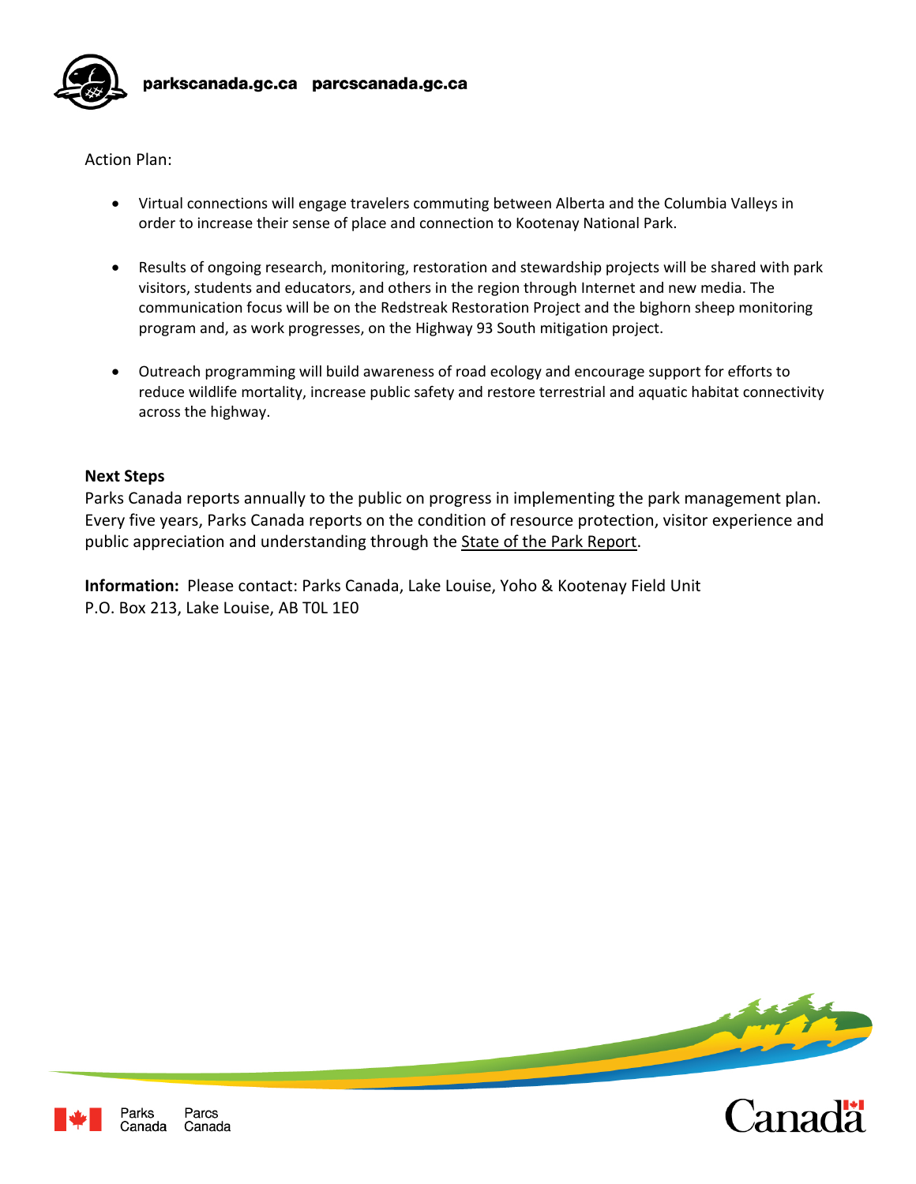Action Plan:

- Virtual connections will engage travelers commuting between Alberta and the Columbia Valleys in order to increase their sense of place and connection to Kootenay National Park.
- Results of ongoing research, monitoring, restoration and stewardship projects will be shared with park visitors, students and educators, and others in the region through Internet and new media. The communication focus will be on the Redstreak Restoration Project and the bighorn sheep monitoring program and, as work progresses, on the Highway 93 South mitigation project.
- Outreach programming will build awareness of road ecology and encourage support for efforts to reduce wildlife mortality, increase public safety and restore terrestrial and aquatic habitat connectivity across the highway.

**Next Steps**

Parks Canada reports annually to the public on progress in implementing the park management plan. Every five years, Parks Canada reports on the condition of resource protection, visitor experience and public appreciation and understanding through the State of the Park Report.

**Information:** Please contact: Parks Canada, Lake Louise, Yoho & Kootenay Field Unit
P.O. Box 213, Lake Louise, AB T0L 1E0